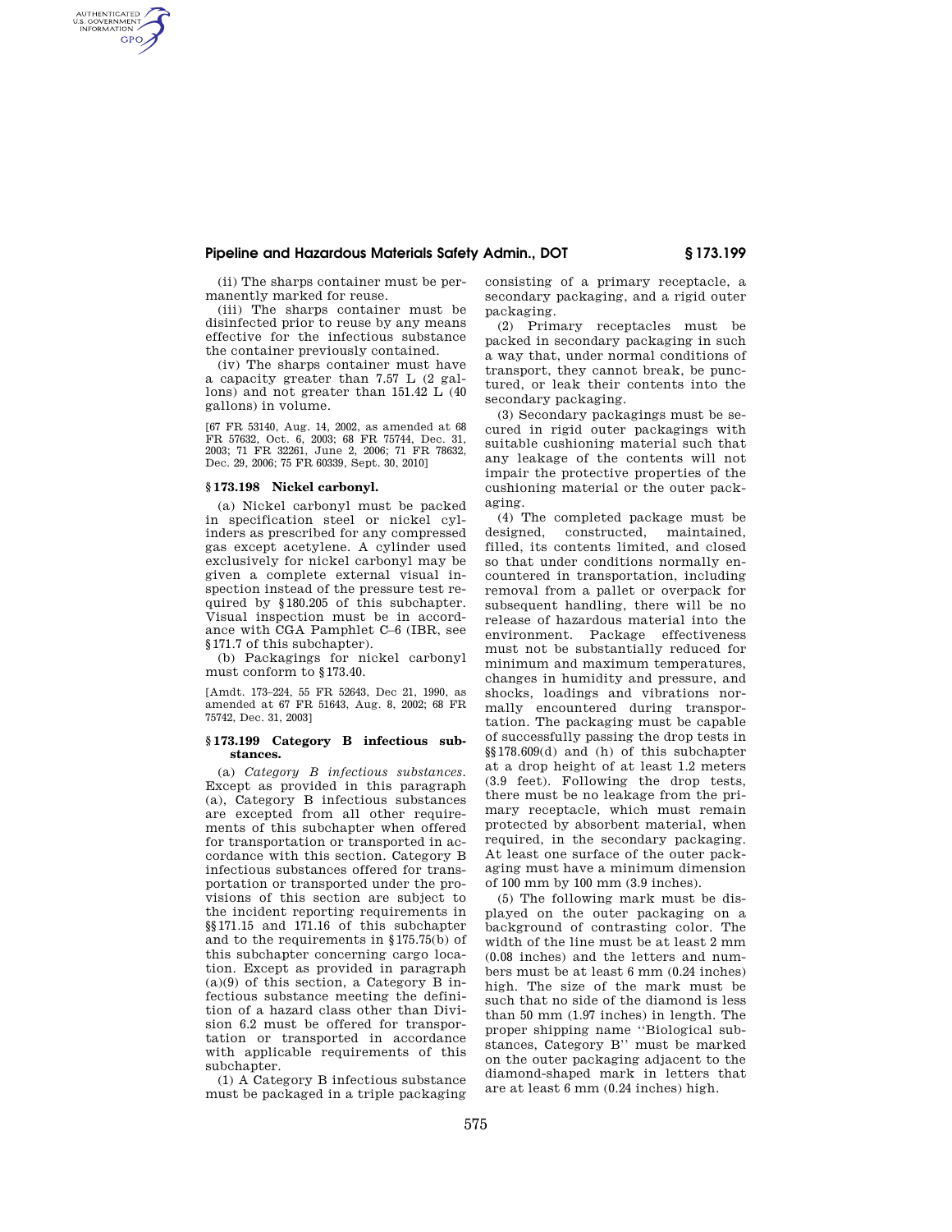(ii) The sharps container must be permanently marked for reuse.

(iii) The sharps container must be disinfected prior to reuse by any means effective for the infectious substance the container previously contained.

(iv) The sharps container must have a capacity greater than 7.57 L (2 gallons) and not greater than 151.42 L (40 gallons) in volume.

[67 FR 53140, Aug. 14, 2002, as amended at 68 FR 57632, Oct. 6, 2003; 68 FR 75744, Dec. 31, 2003; 71 FR 32261, June 2, 2006; 71 FR 78632, Dec. 29, 2006; 75 FR 60339, Sept. 30, 2010]

### § 173.198 Nickel carbonyl.

(a) Nickel carbonyl must be packed in specification steel or nickel cylinders as prescribed for any compressed gas except acetylene. A cylinder used exclusively for nickel carbonyl may be given a complete external visual inspection instead of the pressure test required by § 180.205 of this subchapter. Visual inspection must be in accordance with CGA Pamphlet C–6 (IBR, see § 171.7 of this subchapter).

(b) Packagings for nickel carbonyl must conform to § 173.40.

[Amdt. 173–224, 55 FR 52643, Dec 21, 1990, as amended at 67 FR 51643, Aug. 8, 2002; 68 FR 75742, Dec. 31, 2003]

### § 173.199 Category B infectious substances.

(a) *Category B infectious substances.* Except as provided in this paragraph (a), Category B infectious substances are excepted from all other requirements of this subchapter when offered for transportation or transported in accordance with this section. Category B infectious substances offered for transportation or transported under the provisions of this section are subject to the incident reporting requirements in §§ 171.15 and 171.16 of this subchapter and to the requirements in § 175.75(b) of this subchapter concerning cargo location. Except as provided in paragraph (a)(9) of this section, a Category B infectious substance meeting the definition of a hazard class other than Division 6.2 must be offered for transportation or transported in accordance with applicable requirements of this subchapter.

(1) A Category B infectious substance must be packaged in a triple packaging consisting of a primary receptacle, a secondary packaging, and a rigid outer packaging.

(2) Primary receptacles must be packed in secondary packaging in such a way that, under normal conditions of transport, they cannot break, be punctured, or leak their contents into the secondary packaging.

(3) Secondary packagings must be secured in rigid outer packagings with suitable cushioning material such that any leakage of the contents will not impair the protective properties of the cushioning material or the outer packaging.

(4) The completed package must be designed, constructed, maintained, filled, its contents limited, and closed so that under conditions normally encountered in transportation, including removal from a pallet or overpack for subsequent handling, there will be no release of hazardous material into the environment. Package effectiveness must not be substantially reduced for minimum and maximum temperatures, changes in humidity and pressure, and shocks, loadings and vibrations normally encountered during transportation. The packaging must be capable of successfully passing the drop tests in §§ 178.609(d) and (h) of this subchapter at a drop height of at least 1.2 meters (3.9 feet). Following the drop tests, there must be no leakage from the primary receptacle, which must remain protected by absorbent material, when required, in the secondary packaging. At least one surface of the outer packaging must have a minimum dimension of 100 mm by 100 mm (3.9 inches).

(5) The following mark must be displayed on the outer packaging on a background of contrasting color. The width of the line must be at least 2 mm (0.08 inches) and the letters and numbers must be at least 6 mm (0.24 inches) high. The size of the mark must be such that no side of the diamond is less than 50 mm (1.97 inches) in length. The proper shipping name ''Biological substances, Category B'' must be marked on the outer packaging adjacent to the diamond-shaped mark in letters that are at least 6 mm (0.24 inches) high.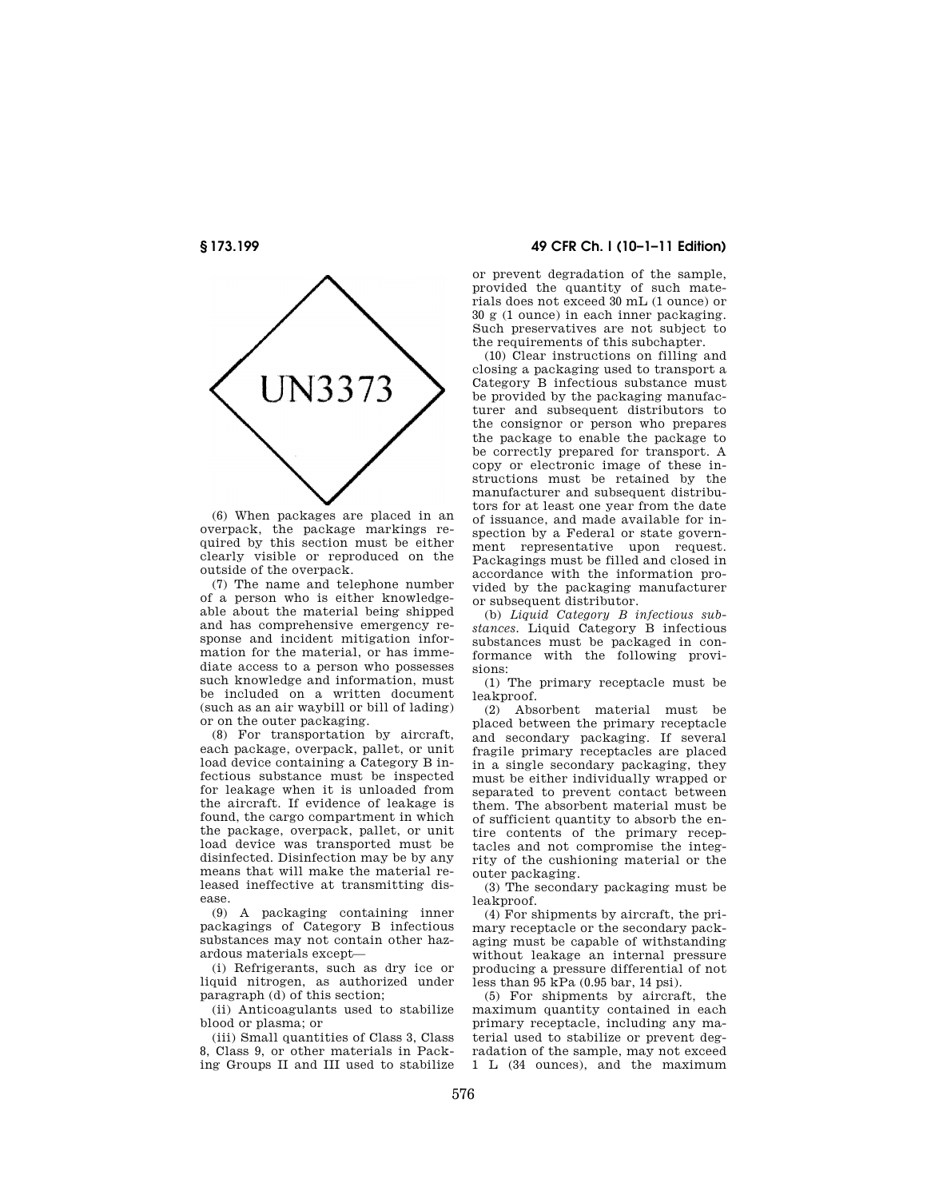UN3373

(6) When packages are placed in an overpack, the package markings required by this section must be either clearly visible or reproduced on the outside of the overpack.

(7) The name and telephone number of a person who is either knowledgeable about the material being shipped and has comprehensive emergency response and incident mitigation information for the material, or has immediate access to a person who possesses such knowledge and information, must be included on a written document (such as an air waybill or bill of lading) or on the outer packaging.

(8) For transportation by aircraft, each package, overpack, pallet, or unit load device containing a Category B infectious substance must be inspected for leakage when it is unloaded from the aircraft. If evidence of leakage is found, the cargo compartment in which the package, overpack, pallet, or unit load device was transported must be disinfected. Disinfection may be by any means that will make the material released ineffective at transmitting disease.

(9) A packaging containing inner packagings of Category B infectious substances may not contain other hazardous materials except—

(i) Refrigerants, such as dry ice or liquid nitrogen, as authorized under paragraph (d) of this section;

(ii) Anticoagulants used to stabilize blood or plasma; or

(iii) Small quantities of Class 3, Class 8, Class 9, or other materials in Packing Groups II and III used to stabilize or prevent degradation of the sample, provided the quantity of such materials does not exceed 30 mL (1 ounce) or 30 g (1 ounce) in each inner packaging. Such preservatives are not subject to the requirements of this subchapter.

(10) Clear instructions on filling and closing a packaging used to transport a Category B infectious substance must be provided by the packaging manufacturer and subsequent distributors to the consignor or person who prepares the package to enable the package to be correctly prepared for transport. A copy or electronic image of these instructions must be retained by the manufacturer and subsequent distributors for at least one year from the date of issuance, and made available for inspection by a Federal or state government representative upon request. Packagings must be filled and closed in accordance with the information provided by the packaging manufacturer or subsequent distributor.

(b) *Liquid Category B infectious substances.* Liquid Category B infectious substances must be packaged in conformance with the following provisions:

(1) The primary receptacle must be leakproof.

(2) Absorbent material must be placed between the primary receptacle and secondary packaging. If several fragile primary receptacles are placed in a single secondary packaging, they must be either individually wrapped or separated to prevent contact between them. The absorbent material must be of sufficient quantity to absorb the entire contents of the primary receptacles and not compromise the integrity of the cushioning material or the outer packaging.

(3) The secondary packaging must be leakproof.

(4) For shipments by aircraft, the primary receptacle or the secondary packaging must be capable of withstanding without leakage an internal pressure producing a pressure differential of not less than 95 kPa (0.95 bar, 14 psi).

(5) For shipments by aircraft, the maximum quantity contained in each primary receptacle, including any material used to stabilize or prevent degradation of the sample, may not exceed 1 L (34 ounces), and the maximum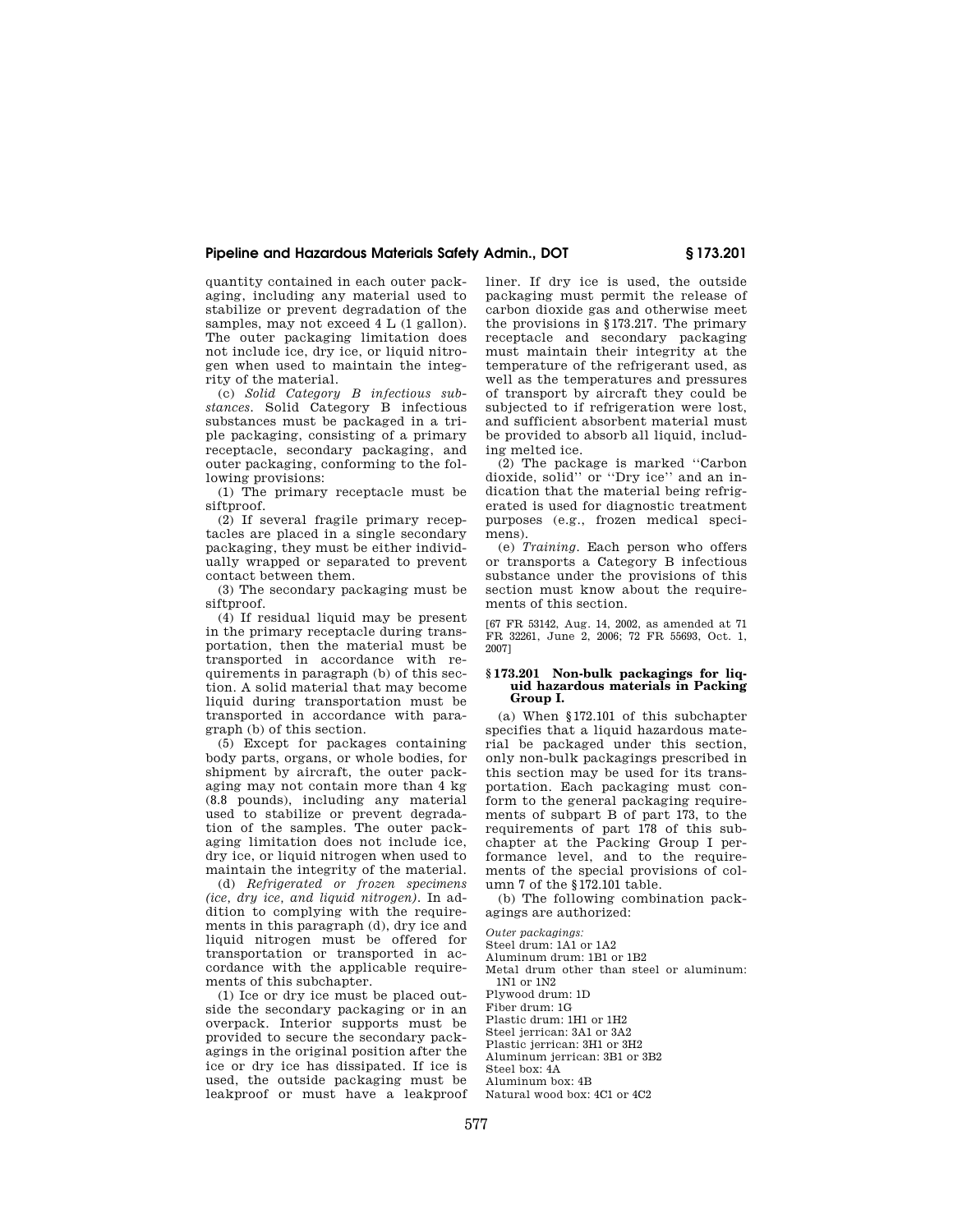quantity contained in each outer packaging, including any material used to stabilize or prevent degradation of the samples, may not exceed 4 L (1 gallon). The outer packaging limitation does not include ice, dry ice, or liquid nitrogen when used to maintain the integrity of the material.

(c) *Solid Category B infectious substances.* Solid Category B infectious substances must be packaged in a triple packaging, consisting of a primary receptacle, secondary packaging, and outer packaging, conforming to the following provisions:

(1) The primary receptacle must be siftproof.

(2) If several fragile primary receptacles are placed in a single secondary packaging, they must be either individually wrapped or separated to prevent contact between them.

(3) The secondary packaging must be siftproof.

(4) If residual liquid may be present in the primary receptacle during transportation, then the material must be transported in accordance with requirements in paragraph (b) of this section. A solid material that may become liquid during transportation must be transported in accordance with paragraph (b) of this section.

(5) Except for packages containing body parts, organs, or whole bodies, for shipment by aircraft, the outer packaging may not contain more than 4 kg (8.8 pounds), including any material used to stabilize or prevent degradation of the samples. The outer packaging limitation does not include ice, dry ice, or liquid nitrogen when used to maintain the integrity of the material.

(d) *Refrigerated or frozen specimens (ice, dry ice, and liquid nitrogen).* In addition to complying with the requirements in this paragraph (d), dry ice and liquid nitrogen must be offered for transportation or transported in accordance with the applicable requirements of this subchapter.

(1) Ice or dry ice must be placed outside the secondary packaging or in an overpack. Interior supports must be provided to secure the secondary packagings in the original position after the ice or dry ice has dissipated. If ice is used, the outside packaging must be leakproof or must have a leakproof liner. If dry ice is used, the outside packaging must permit the release of carbon dioxide gas and otherwise meet the provisions in §173.217. The primary receptacle and secondary packaging must maintain their integrity at the temperature of the refrigerant used, as well as the temperatures and pressures of transport by aircraft they could be subjected to if refrigeration were lost, and sufficient absorbent material must be provided to absorb all liquid, including melted ice.

(2) The package is marked ''Carbon dioxide, solid'' or ''Dry ice'' and an indication that the material being refrigerated is used for diagnostic treatment purposes (e.g., frozen medical specimens).

(e) *Training.* Each person who offers or transports a Category B infectious substance under the provisions of this section must know about the requirements of this section.

[67 FR 53142, Aug. 14, 2002, as amended at 71 FR 32261, June 2, 2006; 72 FR 55693, Oct. 1, 2007]

### §173.201 Non-bulk packagings for liquid hazardous materials in Packing Group I.

(a) When §172.101 of this subchapter specifies that a liquid hazardous material be packaged under this section, only non-bulk packagings prescribed in this section may be used for its transportation. Each packaging must conform to the general packaging requirements of subpart B of part 173, to the requirements of part 178 of this subchapter at the Packing Group I performance level, and to the requirements of the special provisions of column 7 of the §172.101 table.

(b) The following combination packagings are authorized:

*Outer packagings:*

Steel drum: 1A1 or 1A2
Aluminum drum: 1B1 or 1B2
Metal drum other than steel or aluminum: 1N1 or 1N2
Plywood drum: 1D
Fiber drum: 1G
Plastic drum: 1H1 or 1H2
Steel jerrican: 3A1 or 3A2
Plastic jerrican: 3H1 or 3H2
Aluminum jerrican: 3B1 or 3B2
Steel box: 4A
Aluminum box: 4B
Natural wood box: 4C1 or 4C2